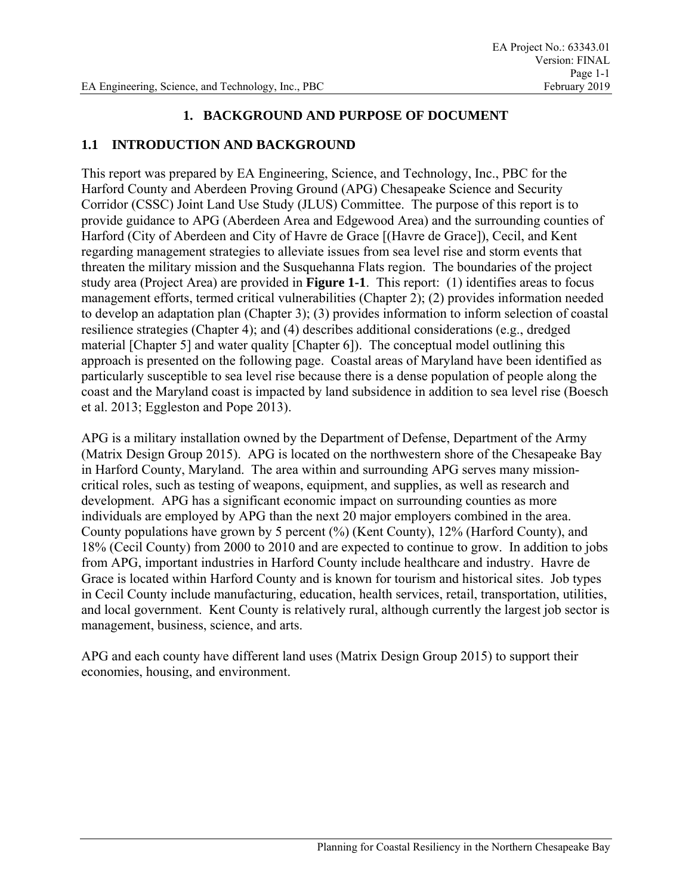# 1. BACKGROUND AND PURPOSE OF DOCUMENT

## 1.1 INTRODUCTION AND BACKGROUND

This report was prepared by EA Engineering, Science, and Technology, Inc., PBC for the Harford County and Aberdeen Proving Ground (APG) Chesapeake Science and Security Corridor (CSSC) Joint Land Use Study (JLUS) Committee. The purpose of this report is to provide guidance to APG (Aberdeen Area and Edgewood Area) and the surrounding counties of Harford (City of Aberdeen and City of Havre de Grace [(Havre de Grace]), Cecil, and Kent regarding management strategies to alleviate issues from sea level rise and storm events that threaten the military mission and the Susquehanna Flats region. The boundaries of the project study area (Project Area) are provided in **Figure 1-1**. This report: (1) identifies areas to focus management efforts, termed critical vulnerabilities (Chapter 2); (2) provides information needed to develop an adaptation plan (Chapter 3); (3) provides information to inform selection of coastal resilience strategies (Chapter 4); and (4) describes additional considerations (e.g., dredged material [Chapter 5] and water quality [Chapter 6]). The conceptual model outlining this approach is presented on the following page. Coastal areas of Maryland have been identified as particularly susceptible to sea level rise because there is a dense population of people along the coast and the Maryland coast is impacted by land subsidence in addition to sea level rise (Boesch et al. 2013; Eggleston and Pope 2013).

APG is a military installation owned by the Department of Defense, Department of the Army (Matrix Design Group 2015). APG is located on the northwestern shore of the Chesapeake Bay in Harford County, Maryland. The area within and surrounding APG serves many mission-critical roles, such as testing of weapons, equipment, and supplies, as well as research and development. APG has a significant economic impact on surrounding counties as more individuals are employed by APG than the next 20 major employers combined in the area. County populations have grown by 5 percent (%) (Kent County), 12% (Harford County), and 18% (Cecil County) from 2000 to 2010 and are expected to continue to grow. In addition to jobs from APG, important industries in Harford County include healthcare and industry. Havre de Grace is located within Harford County and is known for tourism and historical sites. Job types in Cecil County include manufacturing, education, health services, retail, transportation, utilities, and local government. Kent County is relatively rural, although currently the largest job sector is management, business, science, and arts.

APG and each county have different land uses (Matrix Design Group 2015) to support their economies, housing, and environment.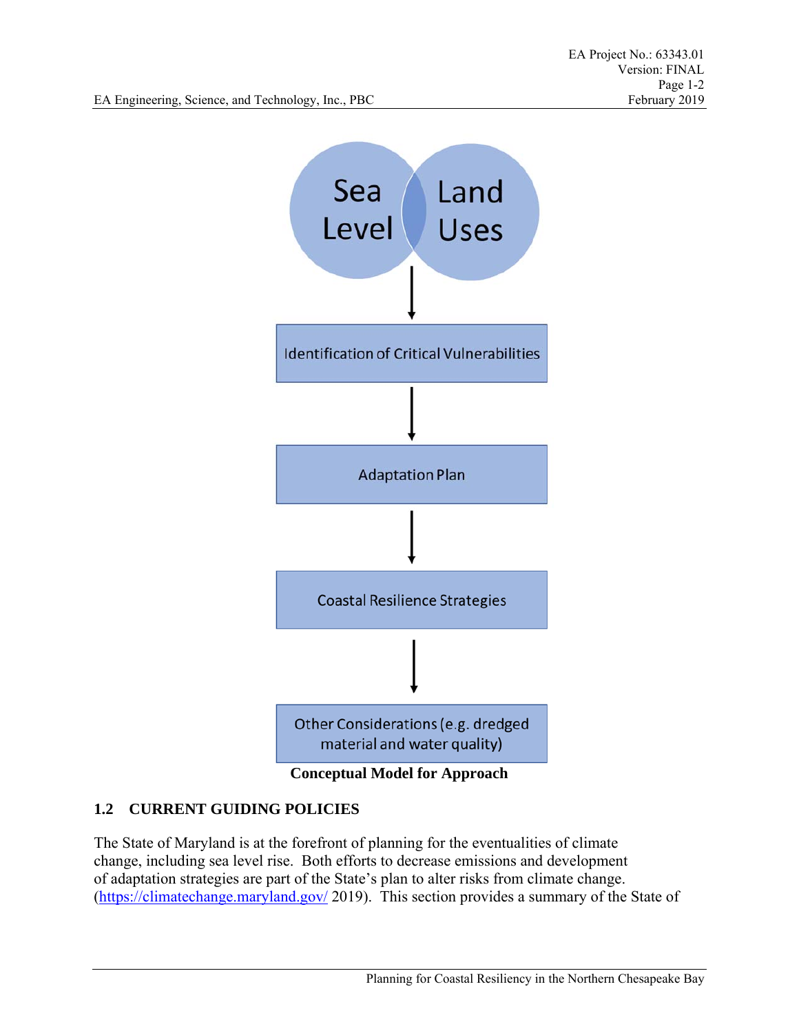Sea Level | Land Uses

↓

Identification of Critical Vulnerabilities

↓

Adaptation Plan

↓

Coastal Resilience Strategies

↓

Other Considerations (e.g. dredged material and water quality)

**Conceptual Model for Approach**

## 1.2 CURRENT GUIDING POLICIES

The State of Maryland is at the forefront of planning for the eventualities of climate change, including sea level rise. Both efforts to decrease emissions and development of adaptation strategies are part of the State's plan to alter risks from climate change. (https://climatechange.maryland.gov/ 2019). This section provides a summary of the State of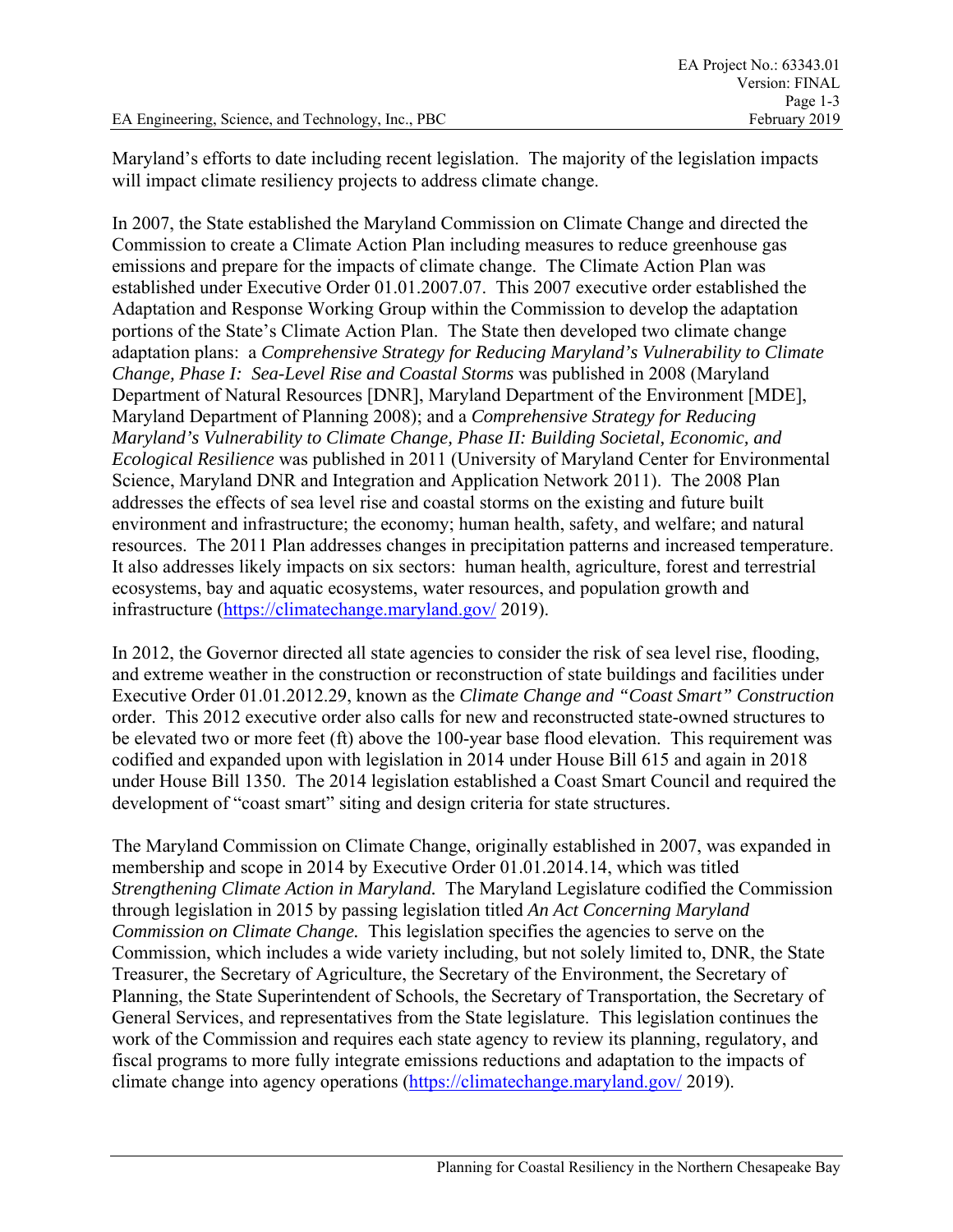Maryland's efforts to date including recent legislation. The majority of the legislation impacts will impact climate resiliency projects to address climate change.

In 2007, the State established the Maryland Commission on Climate Change and directed the Commission to create a Climate Action Plan including measures to reduce greenhouse gas emissions and prepare for the impacts of climate change. The Climate Action Plan was established under Executive Order 01.01.2007.07. This 2007 executive order established the Adaptation and Response Working Group within the Commission to develop the adaptation portions of the State's Climate Action Plan. The State then developed two climate change adaptation plans: a *Comprehensive Strategy for Reducing Maryland's Vulnerability to Climate Change, Phase I: Sea-Level Rise and Coastal Storms* was published in 2008 (Maryland Department of Natural Resources [DNR], Maryland Department of the Environment [MDE], Maryland Department of Planning 2008); and a *Comprehensive Strategy for Reducing Maryland's Vulnerability to Climate Change, Phase II: Building Societal, Economic, and Ecological Resilience* was published in 2011 (University of Maryland Center for Environmental Science, Maryland DNR and Integration and Application Network 2011). The 2008 Plan addresses the effects of sea level rise and coastal storms on the existing and future built environment and infrastructure; the economy; human health, safety, and welfare; and natural resources. The 2011 Plan addresses changes in precipitation patterns and increased temperature. It also addresses likely impacts on six sectors: human health, agriculture, forest and terrestrial ecosystems, bay and aquatic ecosystems, water resources, and population growth and infrastructure (https://climatechange.maryland.gov/ 2019).

In 2012, the Governor directed all state agencies to consider the risk of sea level rise, flooding, and extreme weather in the construction or reconstruction of state buildings and facilities under Executive Order 01.01.2012.29, known as the *Climate Change and "Coast Smart" Construction* order. This 2012 executive order also calls for new and reconstructed state-owned structures to be elevated two or more feet (ft) above the 100-year base flood elevation. This requirement was codified and expanded upon with legislation in 2014 under House Bill 615 and again in 2018 under House Bill 1350. The 2014 legislation established a Coast Smart Council and required the development of "coast smart" siting and design criteria for state structures.

The Maryland Commission on Climate Change, originally established in 2007, was expanded in membership and scope in 2014 by Executive Order 01.01.2014.14, which was titled *Strengthening Climate Action in Maryland.* The Maryland Legislature codified the Commission through legislation in 2015 by passing legislation titled *An Act Concerning Maryland Commission on Climate Change.* This legislation specifies the agencies to serve on the Commission, which includes a wide variety including, but not solely limited to, DNR, the State Treasurer, the Secretary of Agriculture, the Secretary of the Environment, the Secretary of Planning, the State Superintendent of Schools, the Secretary of Transportation, the Secretary of General Services, and representatives from the State legislature. This legislation continues the work of the Commission and requires each state agency to review its planning, regulatory, and fiscal programs to more fully integrate emissions reductions and adaptation to the impacts of climate change into agency operations (https://climatechange.maryland.gov/ 2019).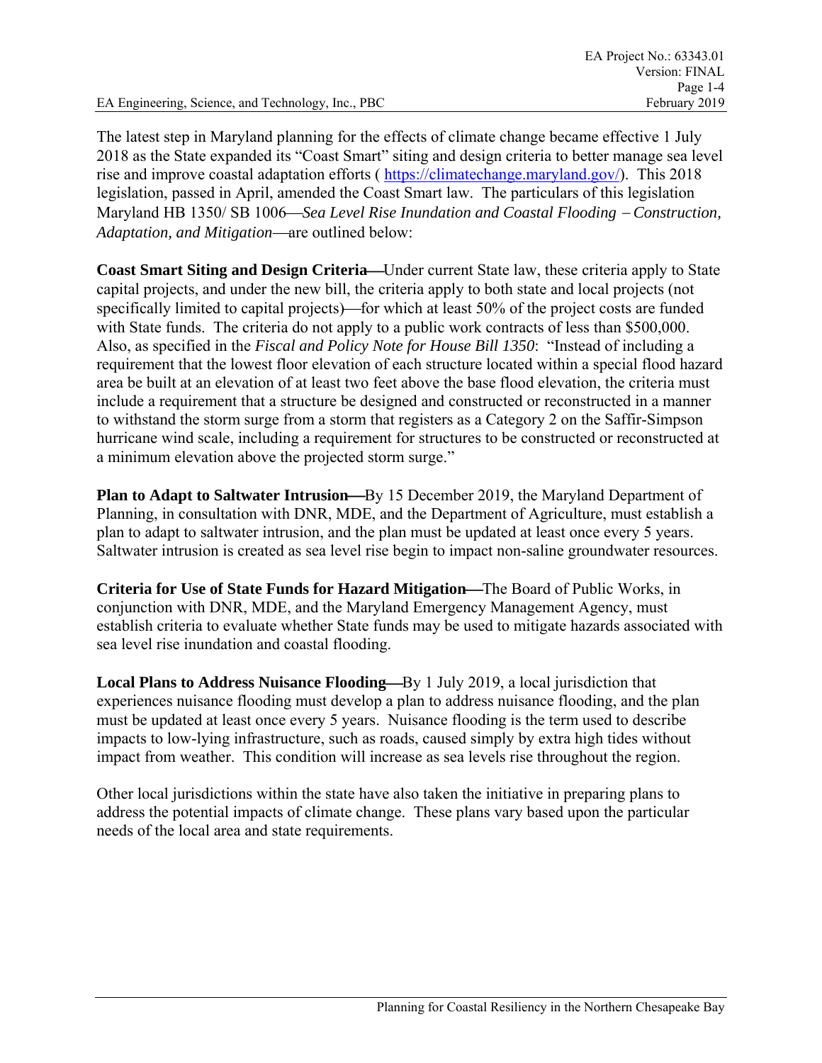The latest step in Maryland planning for the effects of climate change became effective 1 July 2018 as the State expanded its "Coast Smart" siting and design criteria to better manage sea level rise and improve coastal adaptation efforts ( https://climatechange.maryland.gov/). This 2018 legislation, passed in April, amended the Coast Smart law. The particulars of this legislation Maryland HB 1350/ SB 1006—*Sea Level Rise Inundation and Coastal Flooding – Construction, Adaptation, and Mitigation*—are outlined below:

**Coast Smart Siting and Design Criteria**—Under current State law, these criteria apply to State capital projects, and under the new bill, the criteria apply to both state and local projects (not specifically limited to capital projects)—for which at least 50% of the project costs are funded with State funds. The criteria do not apply to a public work contracts of less than $500,000. Also, as specified in the *Fiscal and Policy Note for House Bill 1350*: "Instead of including a requirement that the lowest floor elevation of each structure located within a special flood hazard area be built at an elevation of at least two feet above the base flood elevation, the criteria must include a requirement that a structure be designed and constructed or reconstructed in a manner to withstand the storm surge from a storm that registers as a Category 2 on the Saffir-Simpson hurricane wind scale, including a requirement for structures to be constructed or reconstructed at a minimum elevation above the projected storm surge."

**Plan to Adapt to Saltwater Intrusion**—By 15 December 2019, the Maryland Department of Planning, in consultation with DNR, MDE, and the Department of Agriculture, must establish a plan to adapt to saltwater intrusion, and the plan must be updated at least once every 5 years. Saltwater intrusion is created as sea level rise begin to impact non-saline groundwater resources.

**Criteria for Use of State Funds for Hazard Mitigation**—The Board of Public Works, in conjunction with DNR, MDE, and the Maryland Emergency Management Agency, must establish criteria to evaluate whether State funds may be used to mitigate hazards associated with sea level rise inundation and coastal flooding.

**Local Plans to Address Nuisance Flooding**—By 1 July 2019, a local jurisdiction that experiences nuisance flooding must develop a plan to address nuisance flooding, and the plan must be updated at least once every 5 years. Nuisance flooding is the term used to describe impacts to low-lying infrastructure, such as roads, caused simply by extra high tides without impact from weather. This condition will increase as sea levels rise throughout the region.

Other local jurisdictions within the state have also taken the initiative in preparing plans to address the potential impacts of climate change. These plans vary based upon the particular needs of the local area and state requirements.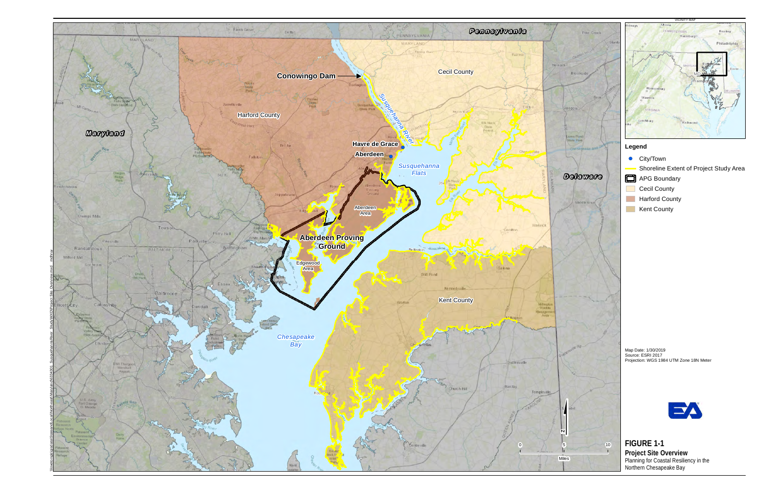**Pennsylvania**

**Maryland**

**Delaware**

**Conowingo Dam**

Cecil County

Harford County

Susquehanna River

**Havre de Grace**

**Aberdeen**

Susquehanna Flats

Aberdeen Area

**Aberdeen Proving Ground**

Edgewood Area

Kent County

Chesapeake Bay

VICINITY MAP

## Legend

- City/Town
- Shoreline Extent of Project Study Area
- APG Boundary
- Cecil County
- Harford County
- Kent County

Map Date: 1/30/2019
Source: ESRI 2017
Projection: WGS 1984 UTM Zone 18N Meter

0 5 10
Miles

**FIGURE 1-1**

**Project Site Overview**

Planning for Coastal Resiliency in the Northern Chesapeake Bay